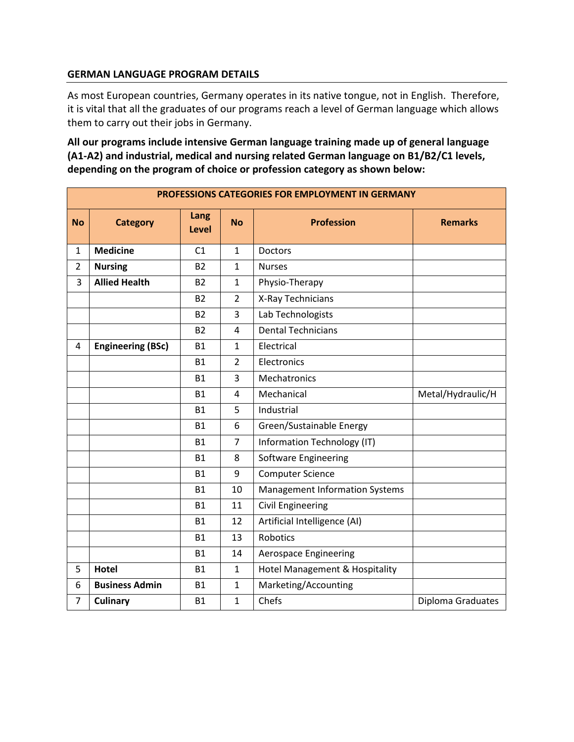## GERMAN LANGUAGE PROGRAM DETAILS

As most European countries, Germany operates in its native tongue, not in English. Therefore, it is vital that all the graduates of our programs reach a level of German language which allows them to carry out their jobs in Germany.

**All our programs include intensive German language training made up of general language (A1-A2) and industrial, medical and nursing related German language on B1/B2/C1 levels, depending on the program of choice or profession category as shown below:**

| PROFESSIONS CATEGORIES FOR EMPLOYMENT IN GERMANY | | | | | |
|---|---|---|---|---|---|
| **No** | **Category** | **Lang Level** | **No** | **Profession** | **Remarks** |
| 1 | **Medicine** | C1 | 1 | Doctors | |
| 2 | **Nursing** | B2 | 1 | Nurses | |
| 3 | **Allied Health** | B2 | 1 | Physio-Therapy | |
| | | B2 | 2 | X-Ray Technicians | |
| | | B2 | 3 | Lab Technologists | |
| | | B2 | 4 | Dental Technicians | |
| 4 | **Engineering (BSc)** | B1 | 1 | Electrical | |
| | | B1 | 2 | Electronics | |
| | | B1 | 3 | Mechatronics | |
| | | B1 | 4 | Mechanical | Metal/Hydraulic/H |
| | | B1 | 5 | Industrial | |
| | | B1 | 6 | Green/Sustainable Energy | |
| | | B1 | 7 | Information Technology (IT) | |
| | | B1 | 8 | Software Engineering | |
| | | B1 | 9 | Computer Science | |
| | | B1 | 10 | Management Information Systems | |
| | | B1 | 11 | Civil Engineering | |
| | | B1 | 12 | Artificial Intelligence (AI) | |
| | | B1 | 13 | Robotics | |
| | | B1 | 14 | Aerospace Engineering | |
| 5 | **Hotel** | B1 | 1 | Hotel Management & Hospitality | |
| 6 | **Business Admin** | B1 | 1 | Marketing/Accounting | |
| 7 | **Culinary** | B1 | 1 | Chefs | Diploma Graduates |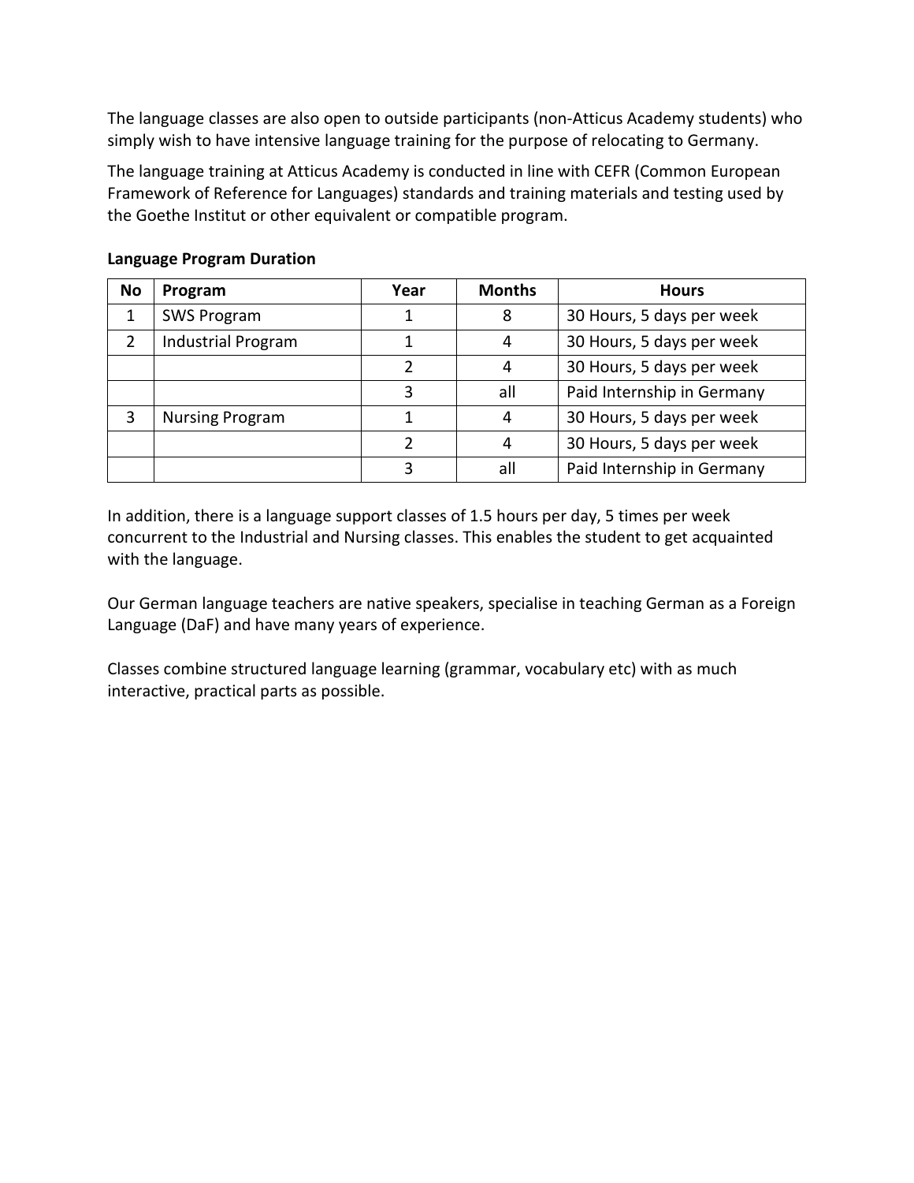The language classes are also open to outside participants (non-Atticus Academy students) who simply wish to have intensive language training for the purpose of relocating to Germany.

The language training at Atticus Academy is conducted in line with CEFR (Common European Framework of Reference for Languages) standards and training materials and testing used by the Goethe Institut or other equivalent or compatible program.

**Language Program Duration**

| No | Program | Year | Months | Hours |
|---|---|---|---|---|
| 1 | SWS Program | 1 | 8 | 30 Hours, 5 days per week |
| 2 | Industrial Program | 1 | 4 | 30 Hours, 5 days per week |
| | | 2 | 4 | 30 Hours, 5 days per week |
| | | 3 | all | Paid Internship in Germany |
| 3 | Nursing Program | 1 | 4 | 30 Hours, 5 days per week |
| | | 2 | 4 | 30 Hours, 5 days per week |
| | | 3 | all | Paid Internship in Germany |

In addition, there is a language support classes of 1.5 hours per day, 5 times per week concurrent to the Industrial and Nursing classes. This enables the student to get acquainted with the language.

Our German language teachers are native speakers, specialise in teaching German as a Foreign Language (DaF) and have many years of experience.

Classes combine structured language learning (grammar, vocabulary etc) with as much interactive, practical parts as possible.